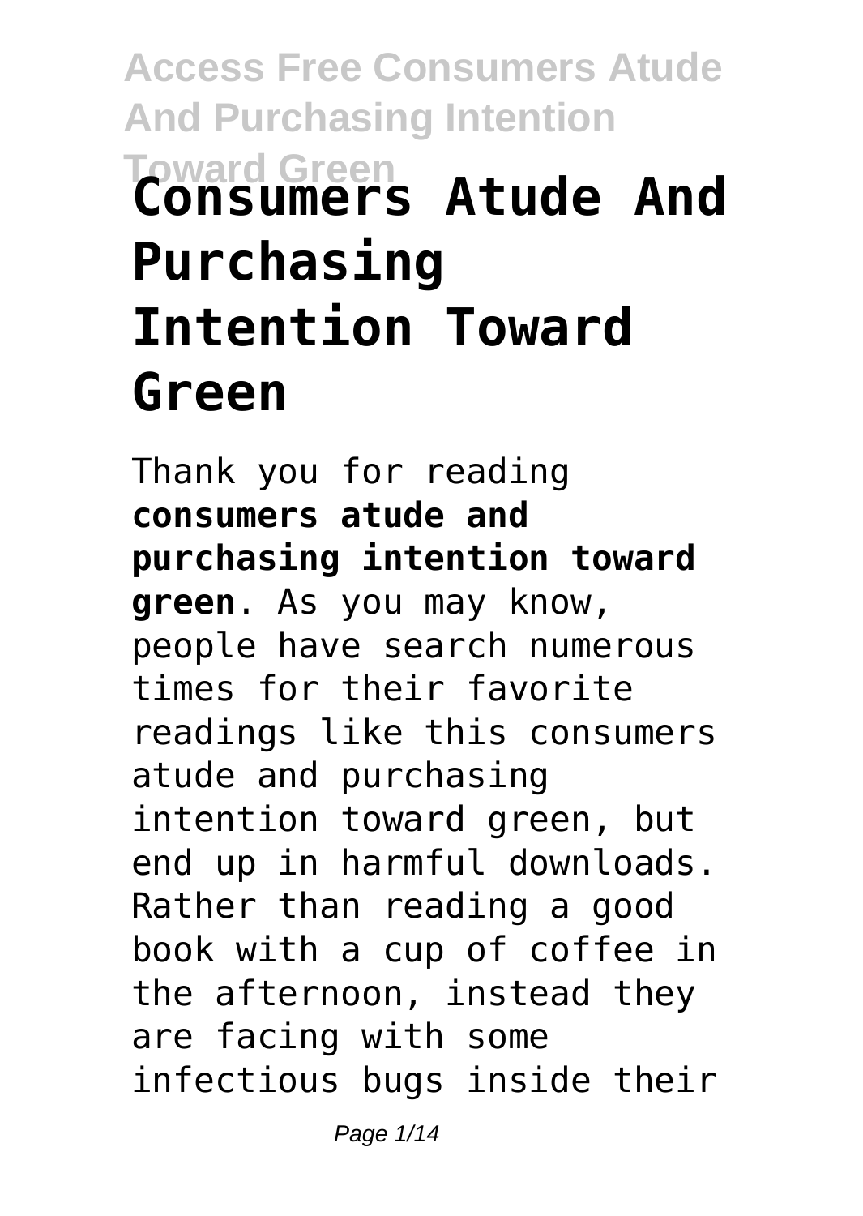# Consumers Atude And Purchasing Intention Toward Green

Thank you for reading **consumers atude and purchasing intention toward green**. As you may know, people have search numerous times for their favorite readings like this consumers atude and purchasing intention toward green, but end up in harmful downloads. Rather than reading a good book with a cup of coffee in the afternoon, instead they are facing with some infectious bugs inside their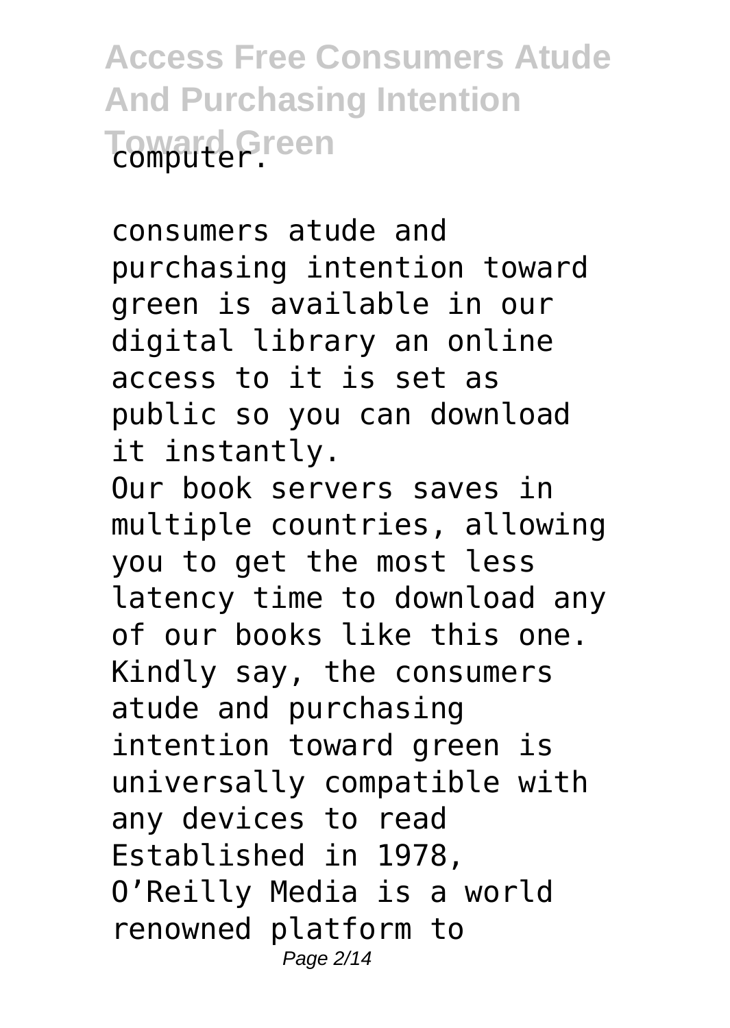computer.

consumers atude and purchasing intention toward green is available in our digital library an online access to it is set as public so you can download it instantly.

Our book servers saves in multiple countries, allowing you to get the most less latency time to download any of our books like this one.

Kindly say, the consumers atude and purchasing intention toward green is universally compatible with any devices to read

Established in 1978, O'Reilly Media is a world renowned platform to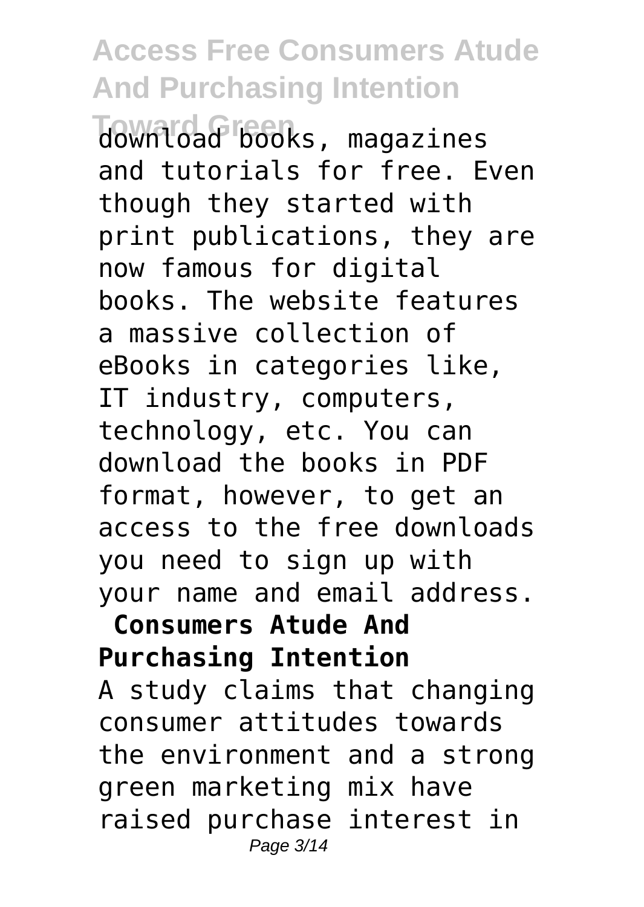download books, magazines and tutorials for free. Even though they started with print publications, they are now famous for digital books. The website features a massive collection of eBooks in categories like, IT industry, computers, technology, etc. You can download the books in PDF format, however, to get an access to the free downloads you need to sign up with your name and email address.

**Consumers Atude And Purchasing Intention**

A study claims that changing consumer attitudes towards the environment and a strong green marketing mix have raised purchase interest in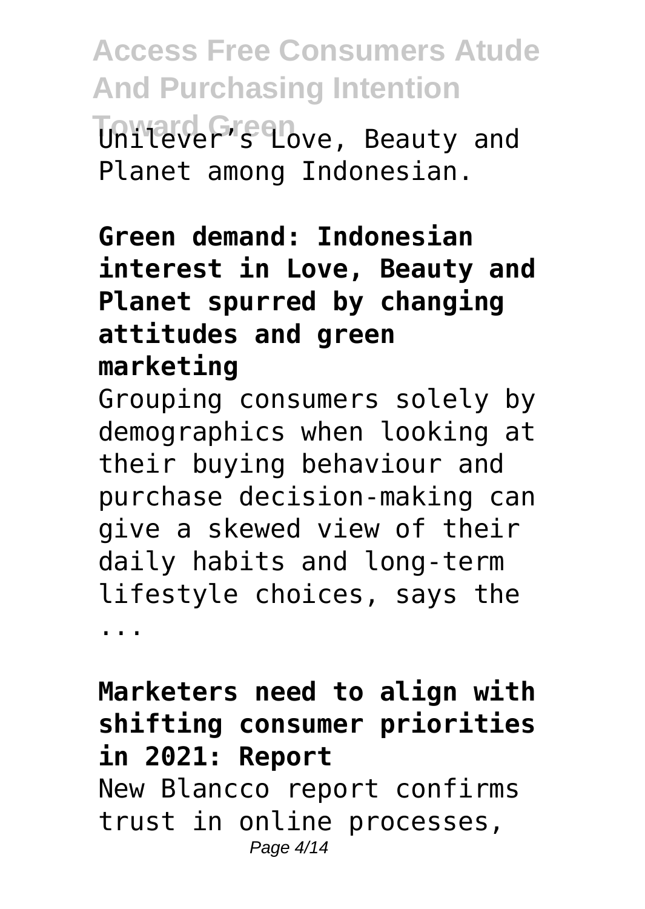Unilever's Love, Beauty and Planet among Indonesian.

**Green demand: Indonesian interest in Love, Beauty and Planet spurred by changing attitudes and green marketing**

Grouping consumers solely by demographics when looking at their buying behaviour and purchase decision-making can give a skewed view of their daily habits and long-term lifestyle choices, says the ...

**Marketers need to align with shifting consumer priorities in 2021: Report**

New Blancco report confirms trust in online processes,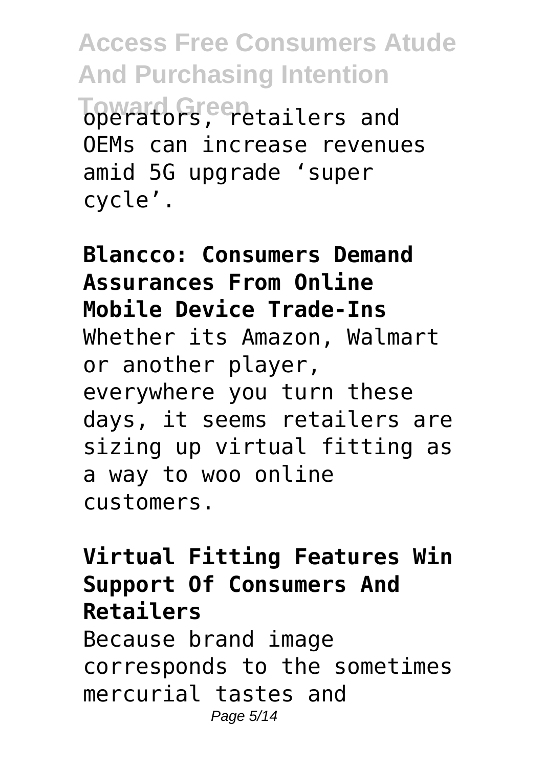operators, retailers and OEMs can increase revenues amid 5G upgrade 'super cycle'.

**Blancco: Consumers Demand Assurances From Online Mobile Device Trade-Ins**

Whether its Amazon, Walmart or another player, everywhere you turn these days, it seems retailers are sizing up virtual fitting as a way to woo online customers.

**Virtual Fitting Features Win Support Of Consumers And Retailers**

Because brand image corresponds to the sometimes mercurial tastes and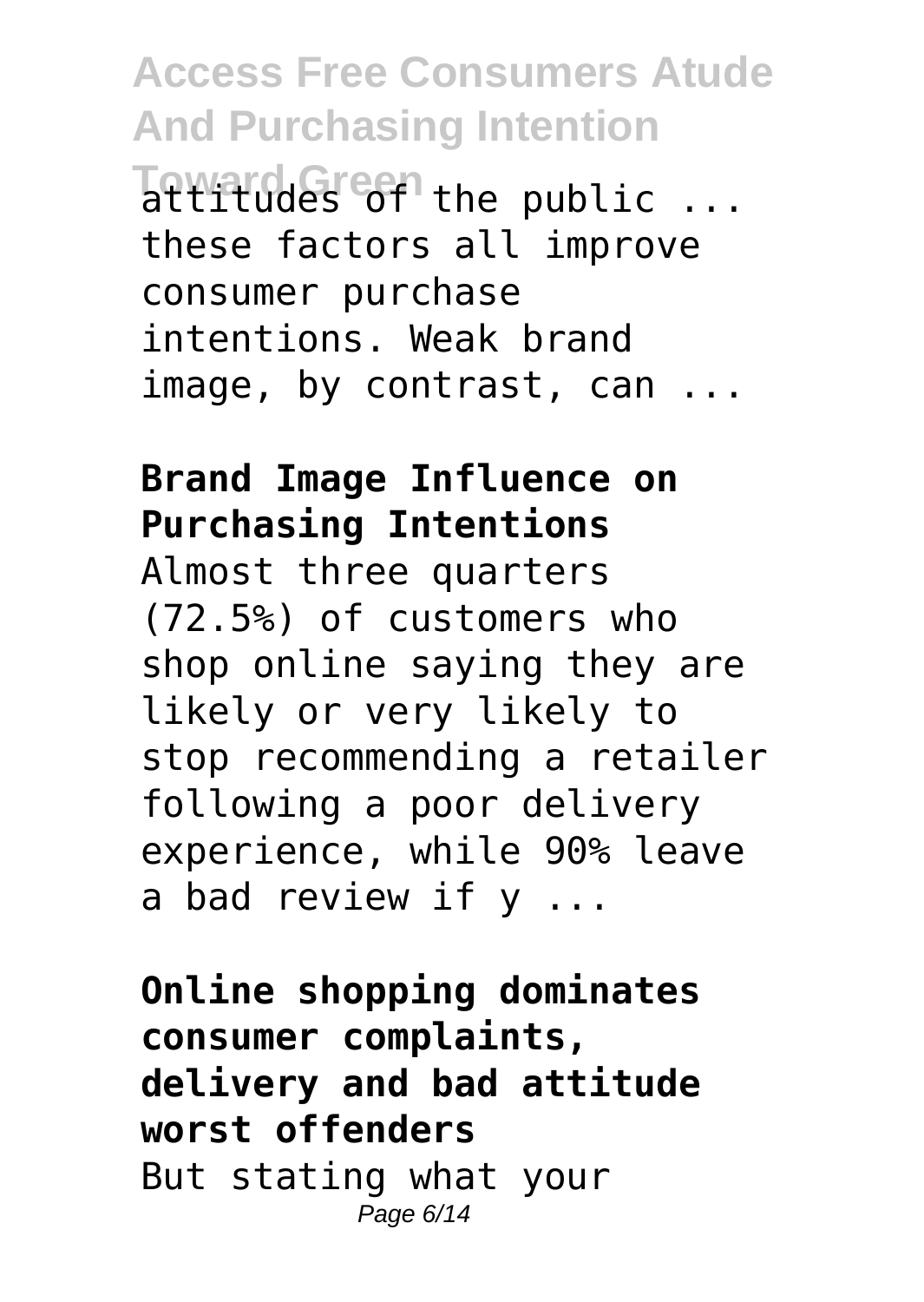attitudes of the public ... these factors all improve consumer purchase intentions. Weak brand image, by contrast, can ...

**Brand Image Influence on Purchasing Intentions**

Almost three quarters (72.5%) of customers who shop online saying they are likely or very likely to stop recommending a retailer following a poor delivery experience, while 90% leave a bad review if y ...

**Online shopping dominates consumer complaints, delivery and bad attitude worst offenders**

But stating what your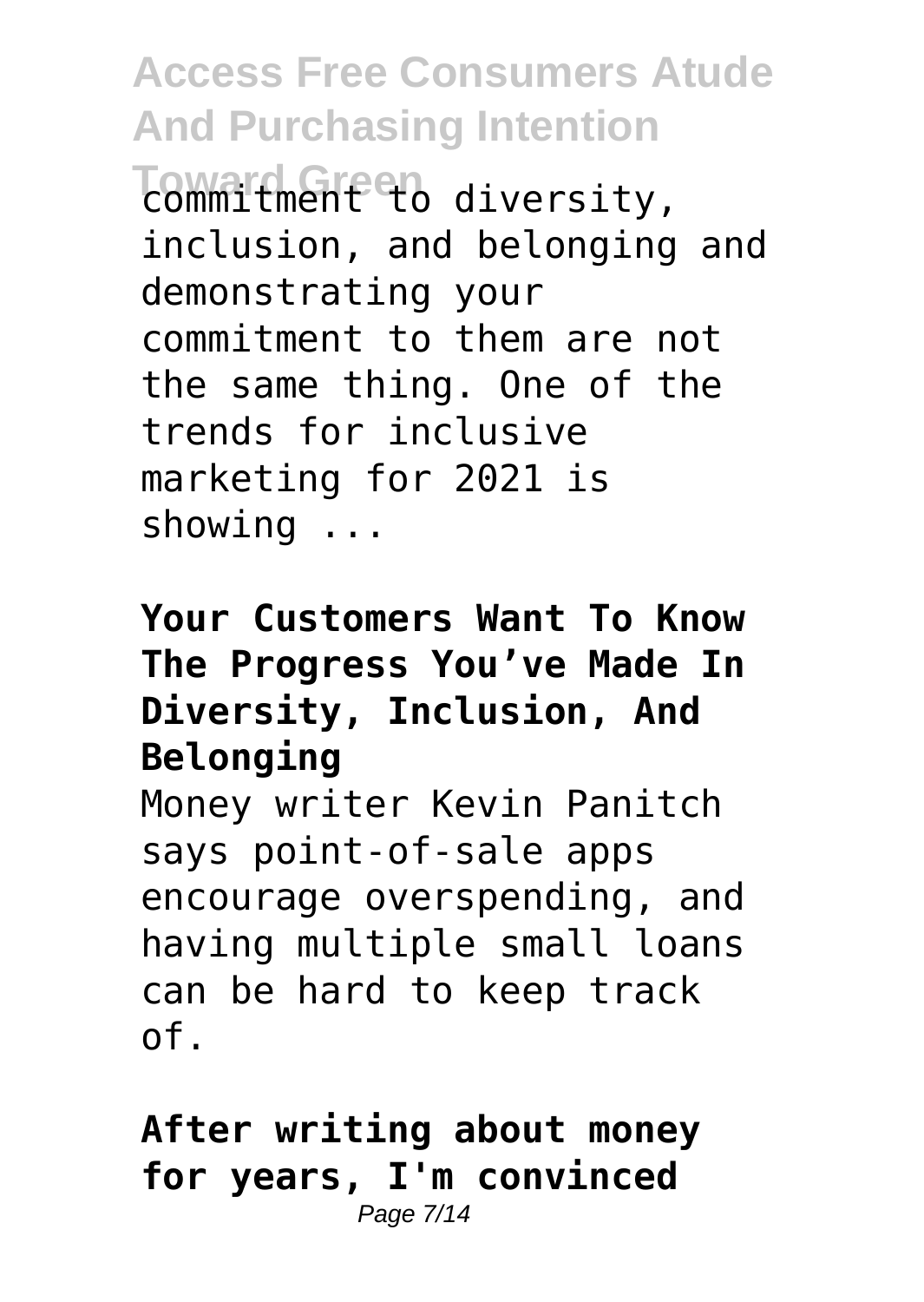commitment to diversity, inclusion, and belonging and demonstrating your commitment to them are not the same thing. One of the trends for inclusive marketing for 2021 is showing ...

**Your Customers Want To Know The Progress You've Made In Diversity, Inclusion, And Belonging**

Money writer Kevin Panitch says point-of-sale apps encourage overspending, and having multiple small loans can be hard to keep track of.

**After writing about money for years, I'm convinced**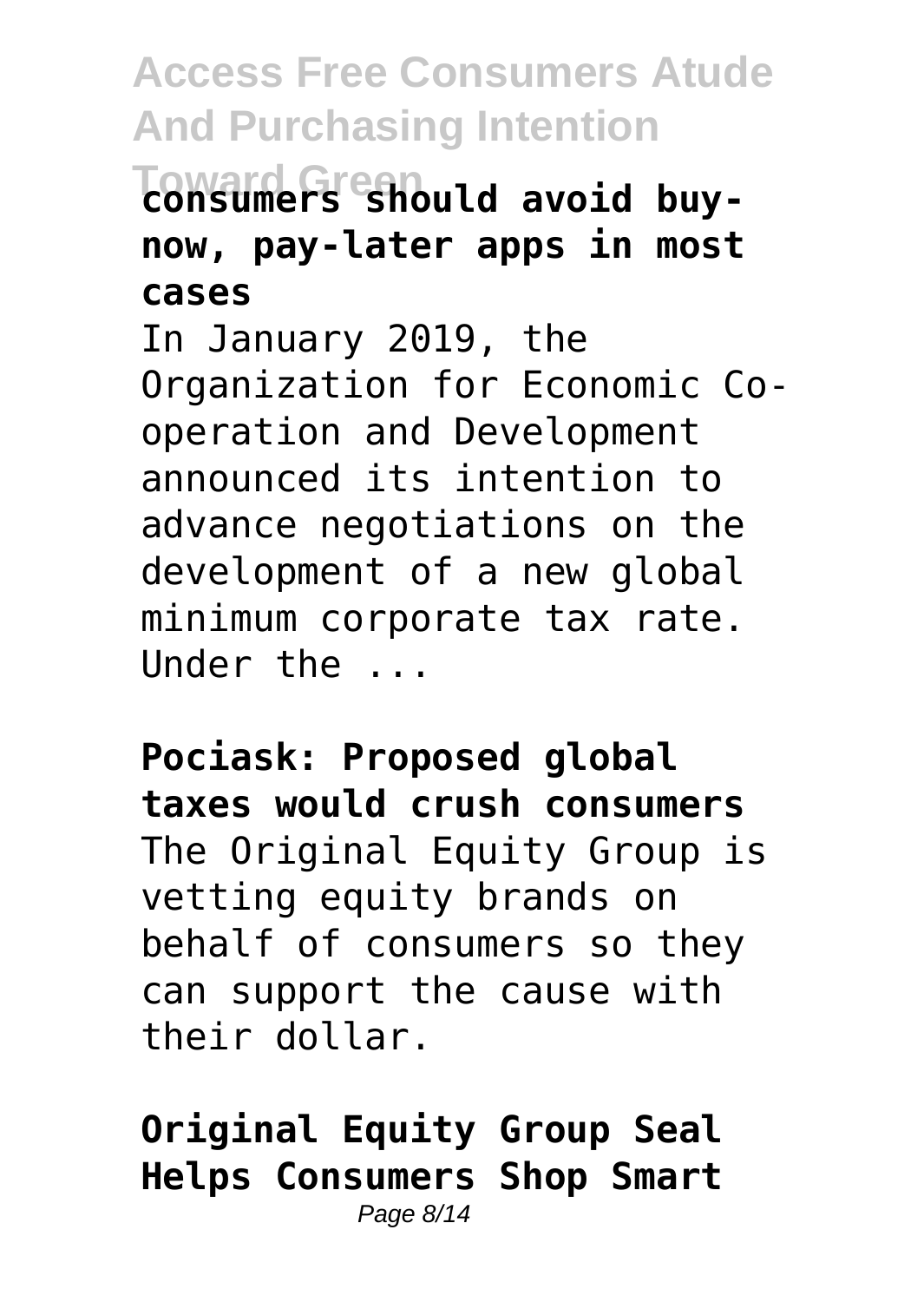**consumers should avoid buy-now, pay-later apps in most cases**

In January 2019, the Organization for Economic Co-operation and Development announced its intention to advance negotiations on the development of a new global minimum corporate tax rate. Under the ...

**Pociask: Proposed global taxes would crush consumers**

The Original Equity Group is vetting equity brands on behalf of consumers so they can support the cause with their dollar.

**Original Equity Group Seal Helps Consumers Shop Smart**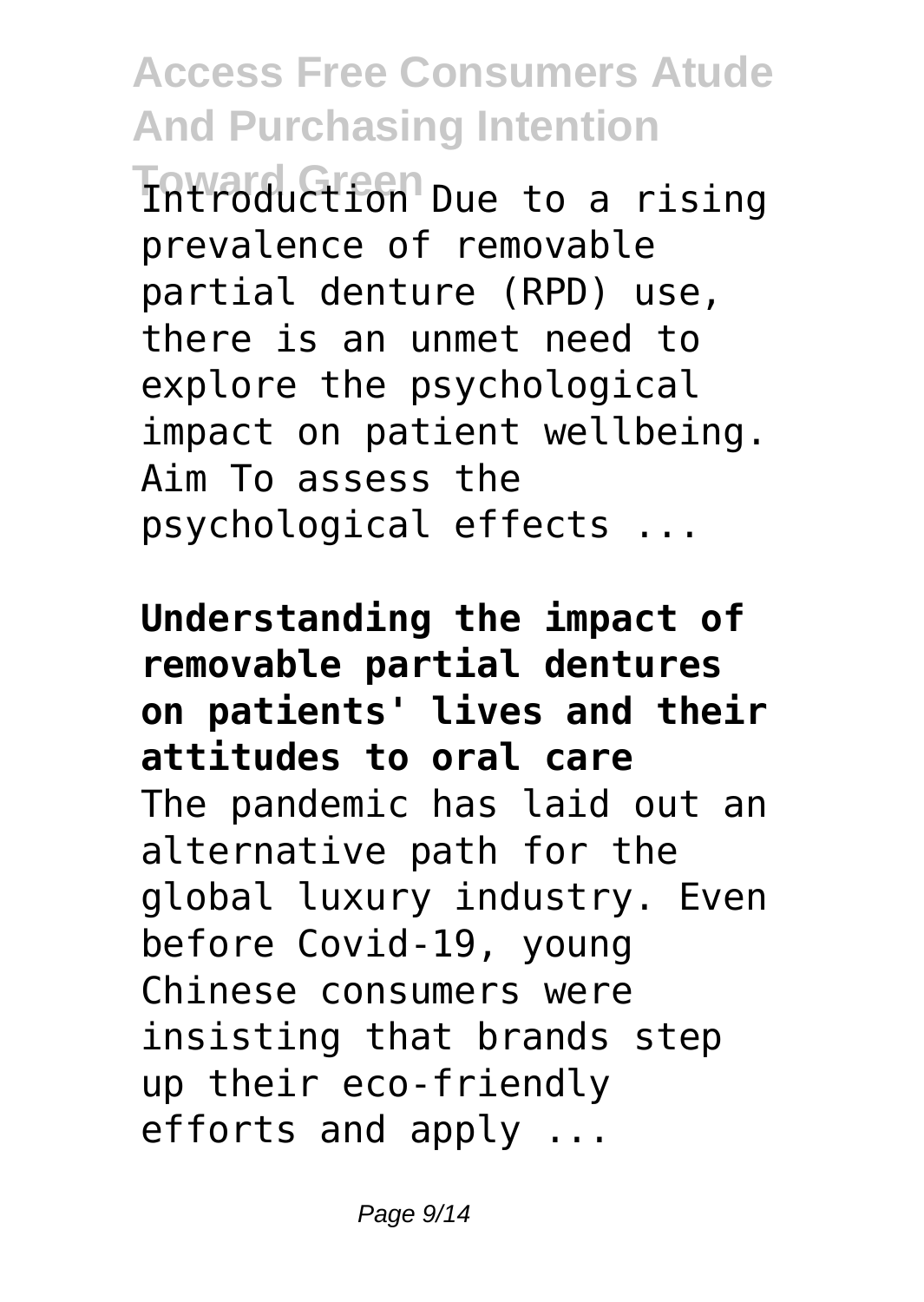Introduction Due to a rising prevalence of removable partial denture (RPD) use, there is an unmet need to explore the psychological impact on patient wellbeing. Aim To assess the psychological effects ...

**Understanding the impact of removable partial dentures on patients' lives and their attitudes to oral care**

The pandemic has laid out an alternative path for the global luxury industry. Even before Covid-19, young Chinese consumers were insisting that brands step up their eco-friendly efforts and apply ...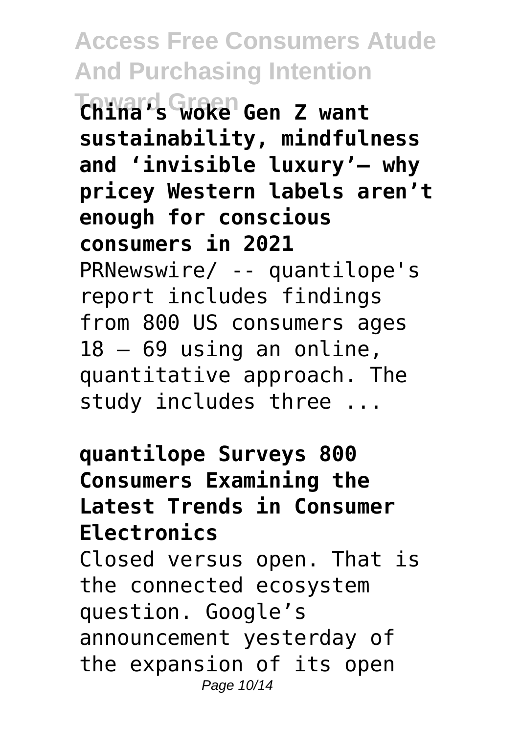**China's woke Gen Z want sustainability, mindfulness and 'invisible luxury'– why pricey Western labels aren't enough for conscious consumers in 2021**

PRNewswire/ -- quantilope's report includes findings from 800 US consumers ages 18 – 69 using an online, quantitative approach. The study includes three ...

**quantilope Surveys 800 Consumers Examining the Latest Trends in Consumer Electronics**

Closed versus open. That is the connected ecosystem question. Google's announcement yesterday of the expansion of its open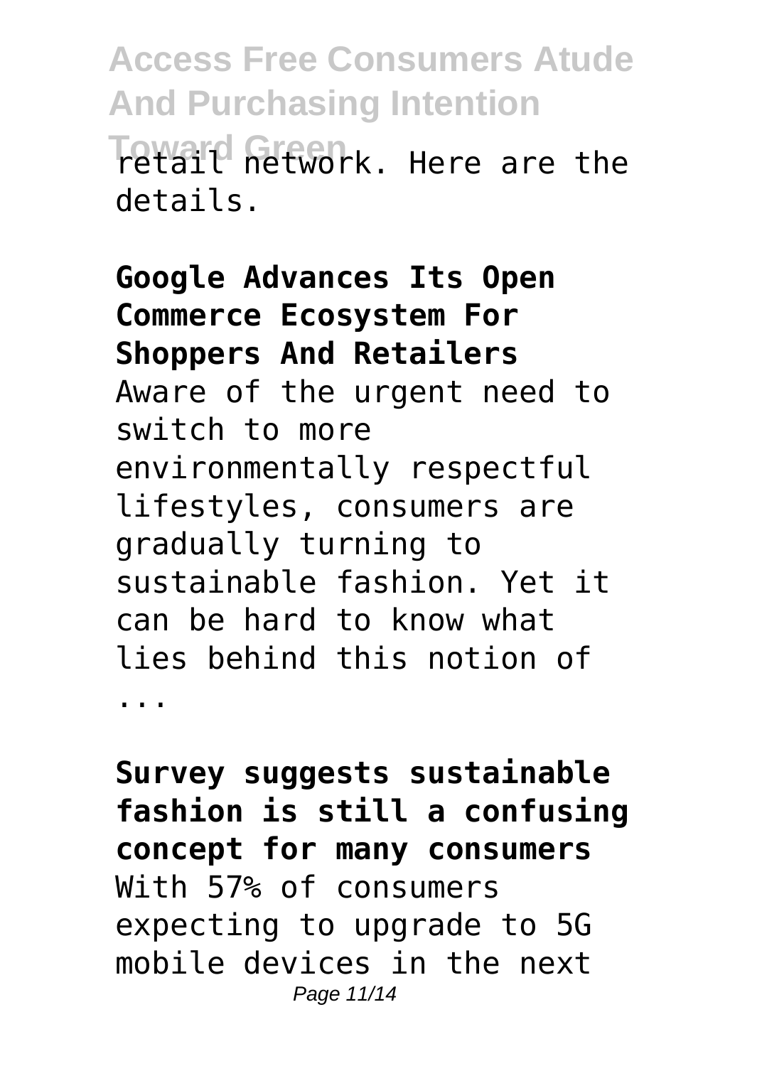retail network. Here are the details.

**Google Advances Its Open Commerce Ecosystem For Shoppers And Retailers**
Aware of the urgent need to switch to more environmentally respectful lifestyles, consumers are gradually turning to sustainable fashion. Yet it can be hard to know what lies behind this notion of ...

**Survey suggests sustainable fashion is still a confusing concept for many consumers**
With 57% of consumers expecting to upgrade to 5G mobile devices in the next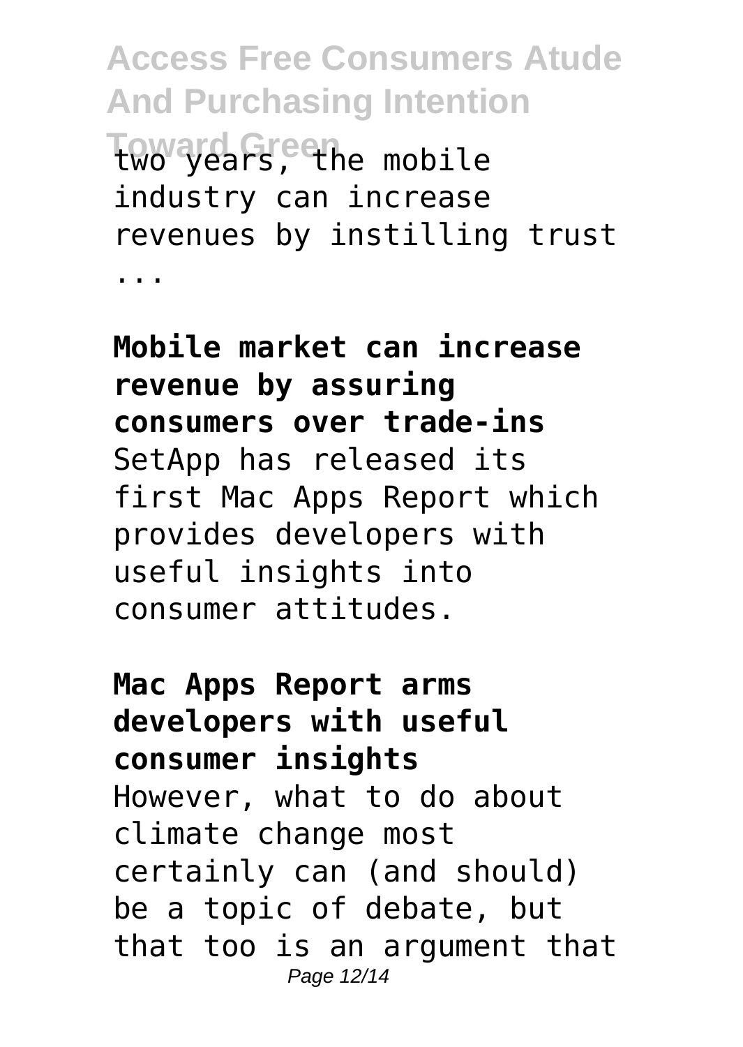two years, the mobile industry can increase revenues by instilling trust ...

**Mobile market can increase revenue by assuring consumers over trade-ins**
SetApp has released its first Mac Apps Report which provides developers with useful insights into consumer attitudes.

**Mac Apps Report arms developers with useful consumer insights**
However, what to do about climate change most certainly can (and should) be a topic of debate, but that too is an argument that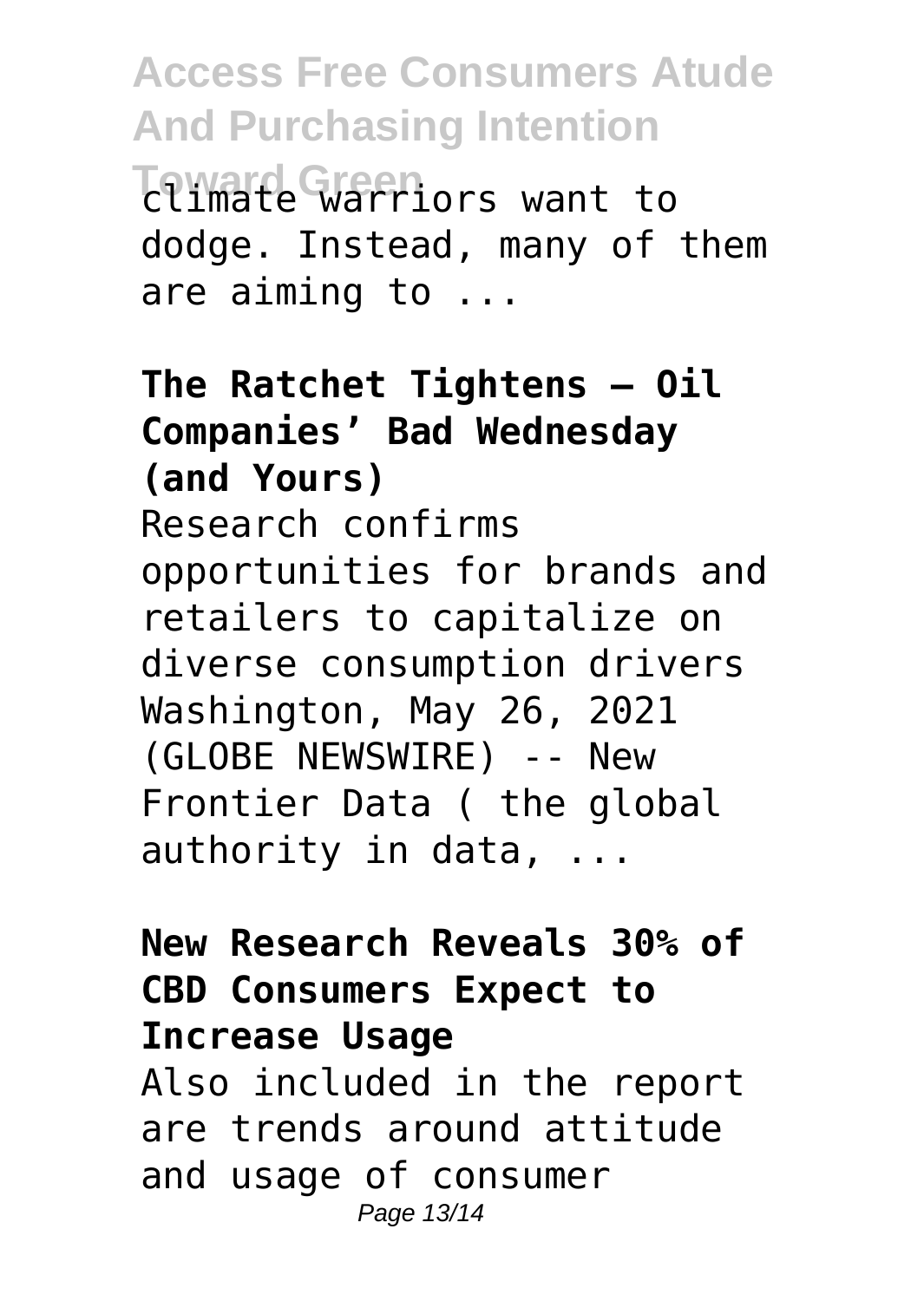climate warriors want to dodge. Instead, many of them are aiming to ...

**The Ratchet Tightens – Oil Companies' Bad Wednesday (and Yours)**

Research confirms opportunities for brands and retailers to capitalize on diverse consumption drivers Washington, May 26, 2021 (GLOBE NEWSWIRE) -- New Frontier Data ( the global authority in data, ...

**New Research Reveals 30% of CBD Consumers Expect to Increase Usage**

Also included in the report are trends around attitude and usage of consumer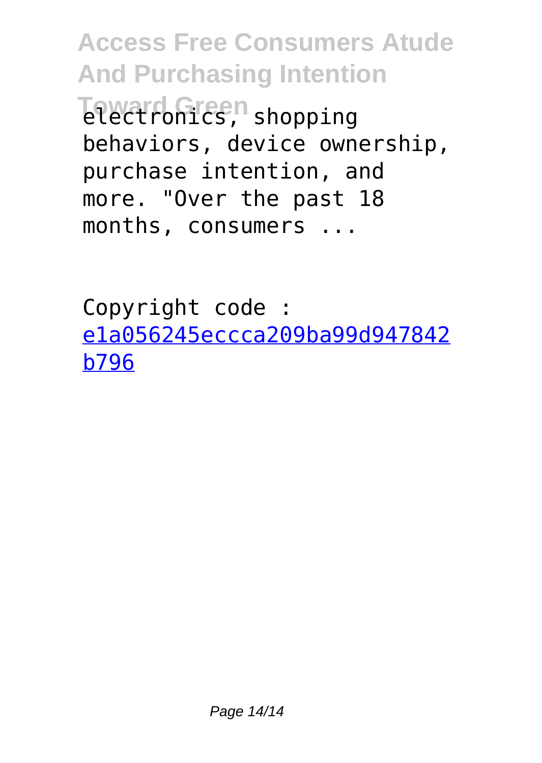electronics, shopping behaviors, device ownership, purchase intention, and more. "Over the past 18 months, consumers ...

Copyright code : [e1a056245eccca209ba99d947842b796]